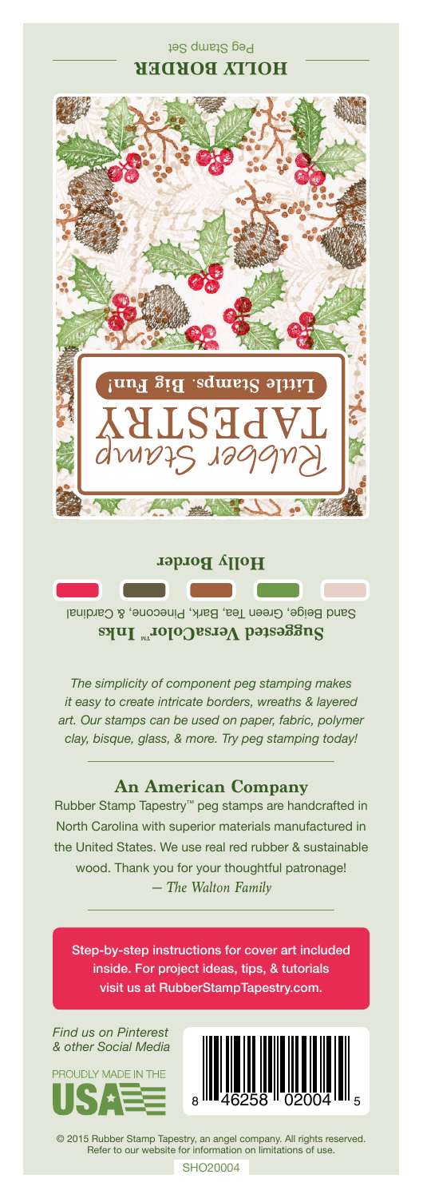# HOLLY BORDER

Peg Stamp Set

Rubber Stamp TAPESTRY

**Little Stamps. Big Fun!**

**Holly Border**

**Suggested VersaColor™ Inks**

Sand Beige, Green Tea, Bark, Pinecone, & Cardinal

*The simplicity of component peg stamping makes it easy to create intricate borders, wreaths & layered art. Our stamps can be used on paper, fabric, polymer clay, bisque, glass, & more. Try peg stamping today!*

## An American Company

Rubber Stamp Tapestry™ peg stamps are handcrafted in North Carolina with superior materials manufactured in the United States. We use real red rubber & sustainable wood. Thank you for your thoughtful patronage!

*— The Walton Family*

Step-by-step instructions for cover art included inside. For project ideas, tips, & tutorials visit us at RubberStampTapestry.com.

*Find us on Pinterest & other Social Media*

PROUDLY MADE IN THE USA

8 46258 02004 5

© 2015 Rubber Stamp Tapestry, an angel company. All rights reserved. Refer to our website for information on limitations of use.

SHO20004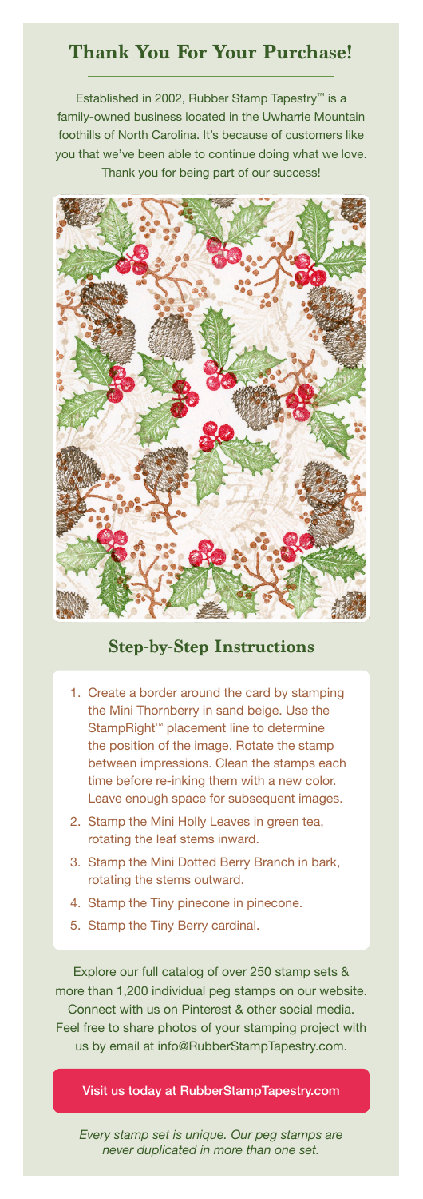## Thank You For Your Purchase!

Established in 2002, Rubber Stamp Tapestry™ is a family-owned business located in the Uwharrie Mountain foothills of North Carolina. It's because of customers like you that we've been able to continue doing what we love. Thank you for being part of our success!

### Step-by-Step Instructions

1. Create a border around the card by stamping the Mini Thornberry in sand beige. Use the StampRight™ placement line to determine the position of the image. Rotate the stamp between impressions. Clean the stamps each time before re-inking them with a new color. Leave enough space for subsequent images.
2. Stamp the Mini Holly Leaves in green tea, rotating the leaf stems inward.
3. Stamp the Mini Dotted Berry Branch in bark, rotating the stems outward.
4. Stamp the Tiny pinecone in pinecone.
5. Stamp the Tiny Berry cardinal.

Explore our full catalog of over 250 stamp sets & more than 1,200 individual peg stamps on our website. Connect with us on Pinterest & other social media. Feel free to share photos of your stamping project with us by email at info@RubberStampTapestry.com.

Visit us today at RubberStampTapestry.com

*Every stamp set is unique. Our peg stamps are never duplicated in more than one set.*